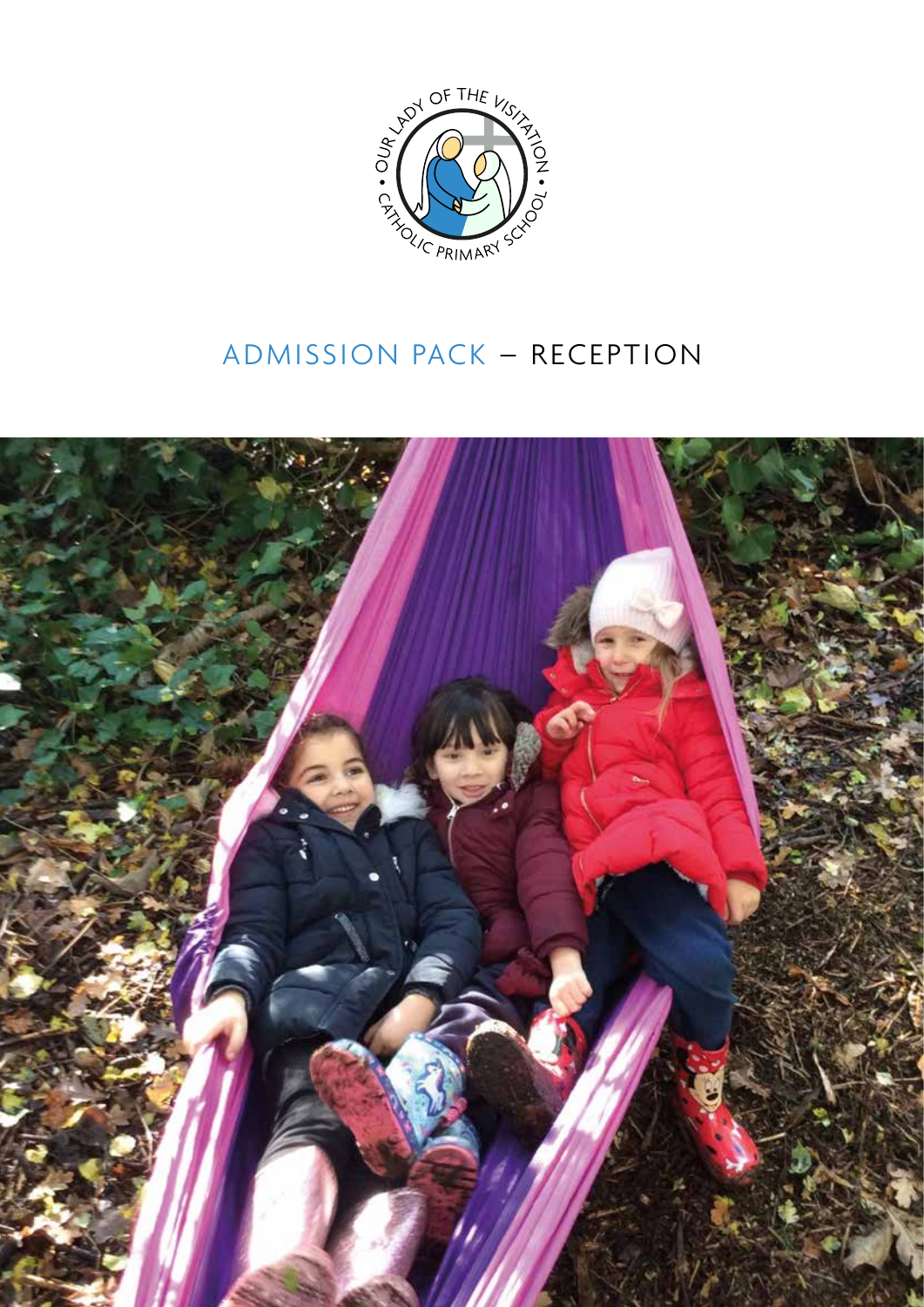# ADMISSION PACK – RECEPTION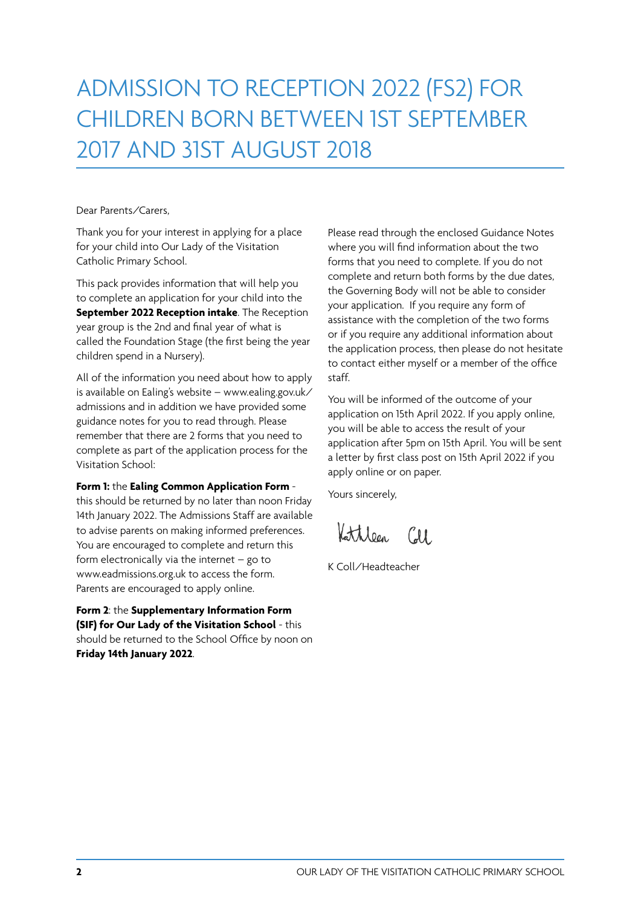# ADMISSION TO RECEPTION 2022 (FS2) FOR CHILDREN BORN BETWEEN 1ST SEPTEMBER 2017 AND 31ST AUGUST 2018

Dear Parents/Carers,

Thank you for your interest in applying for a place for your child into Our Lady of the Visitation Catholic Primary School.

This pack provides information that will help you to complete an application for your child into the **September 2022 Reception intake**. The Reception year group is the 2nd and final year of what is called the Foundation Stage (the first being the year children spend in a Nursery).

All of the information you need about how to apply is available on Ealing's website – www.ealing.gov.uk/admissions and in addition we have provided some guidance notes for you to read through. Please remember that there are 2 forms that you need to complete as part of the application process for the Visitation School:

**Form 1:** the **Ealing Common Application Form** - this should be returned by no later than noon Friday 14th January 2022. The Admissions Staff are available to advise parents on making informed preferences. You are encouraged to complete and return this form electronically via the internet – go to www.eadmissions.org.uk to access the form. Parents are encouraged to apply online.

**Form 2**: the **Supplementary Information Form (SIF) for Our Lady of the Visitation School** - this should be returned to the School Office by noon on **Friday 14th January 2022**.

Please read through the enclosed Guidance Notes where you will find information about the two forms that you need to complete. If you do not complete and return both forms by the due dates, the Governing Body will not be able to consider your application. If you require any form of assistance with the completion of the two forms or if you require any additional information about the application process, then please do not hesitate to contact either myself or a member of the office staff.

You will be informed of the outcome of your application on 15th April 2022. If you apply online, you will be able to access the result of your application after 5pm on 15th April. You will be sent a letter by first class post on 15th April 2022 if you apply online or on paper.

Yours sincerely,

Kathleen Coll

K Coll/Headteacher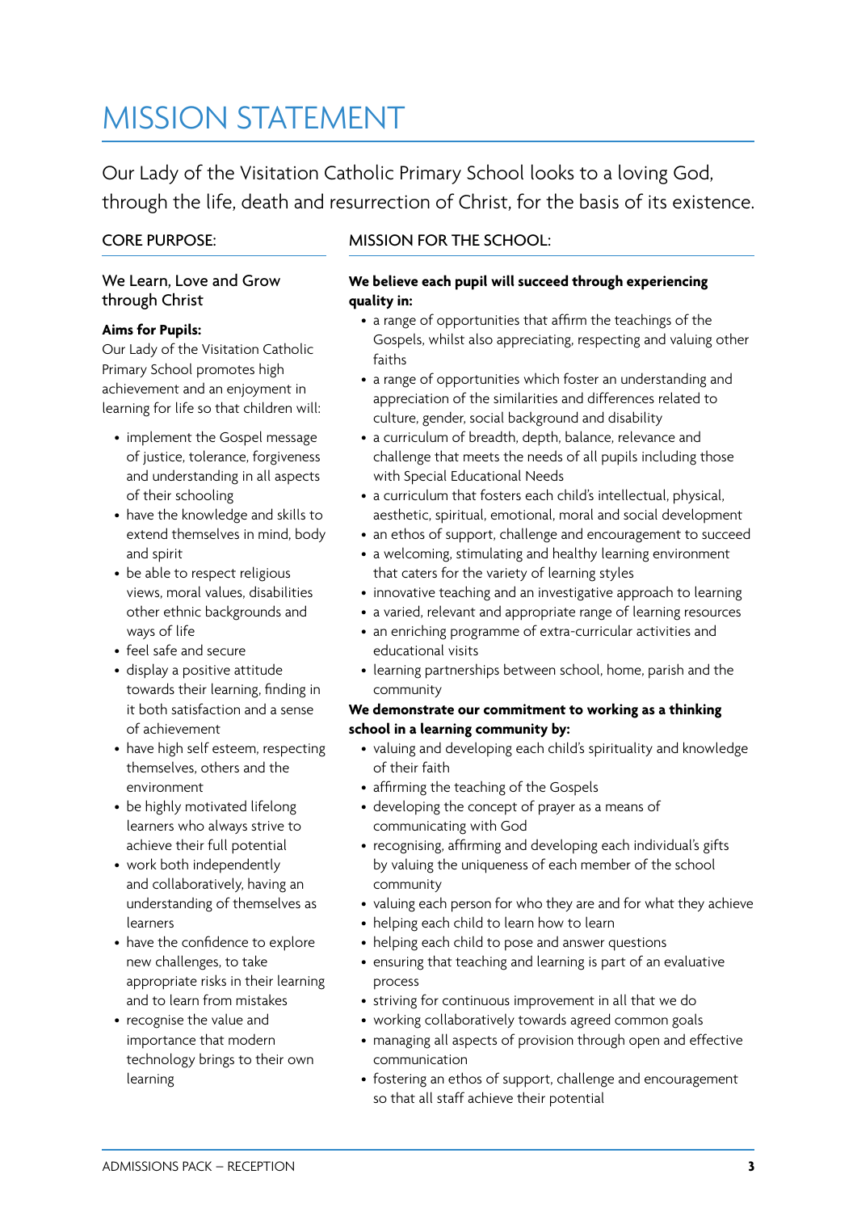# MISSION STATEMENT

Our Lady of the Visitation Catholic Primary School looks to a loving God, through the life, death and resurrection of Christ, for the basis of its existence.

## CORE PURPOSE:

### We Learn, Love and Grow through Christ

**Aims for Pupils:**

Our Lady of the Visitation Catholic Primary School promotes high achievement and an enjoyment in learning for life so that children will:

- implement the Gospel message of justice, tolerance, forgiveness and understanding in all aspects of their schooling
- have the knowledge and skills to extend themselves in mind, body and spirit
- be able to respect religious views, moral values, disabilities other ethnic backgrounds and ways of life
- feel safe and secure
- display a positive attitude towards their learning, finding in it both satisfaction and a sense of achievement
- have high self esteem, respecting themselves, others and the environment
- be highly motivated lifelong learners who always strive to achieve their full potential
- work both independently and collaboratively, having an understanding of themselves as learners
- have the confidence to explore new challenges, to take appropriate risks in their learning and to learn from mistakes
- recognise the value and importance that modern technology brings to their own learning

## MISSION FOR THE SCHOOL:

**We believe each pupil will succeed through experiencing quality in:**

- a range of opportunities that affirm the teachings of the Gospels, whilst also appreciating, respecting and valuing other faiths
- a range of opportunities which foster an understanding and appreciation of the similarities and differences related to culture, gender, social background and disability
- a curriculum of breadth, depth, balance, relevance and challenge that meets the needs of all pupils including those with Special Educational Needs
- a curriculum that fosters each child's intellectual, physical, aesthetic, spiritual, emotional, moral and social development
- an ethos of support, challenge and encouragement to succeed
- a welcoming, stimulating and healthy learning environment that caters for the variety of learning styles
- innovative teaching and an investigative approach to learning
- a varied, relevant and appropriate range of learning resources
- an enriching programme of extra-curricular activities and educational visits
- learning partnerships between school, home, parish and the community

**We demonstrate our commitment to working as a thinking school in a learning community by:**

- valuing and developing each child's spirituality and knowledge of their faith
- affirming the teaching of the Gospels
- developing the concept of prayer as a means of communicating with God
- recognising, affirming and developing each individual's gifts by valuing the uniqueness of each member of the school community
- valuing each person for who they are and for what they achieve
- helping each child to learn how to learn
- helping each child to pose and answer questions
- ensuring that teaching and learning is part of an evaluative process
- striving for continuous improvement in all that we do
- working collaboratively towards agreed common goals
- managing all aspects of provision through open and effective communication
- fostering an ethos of support, challenge and encouragement so that all staff achieve their potential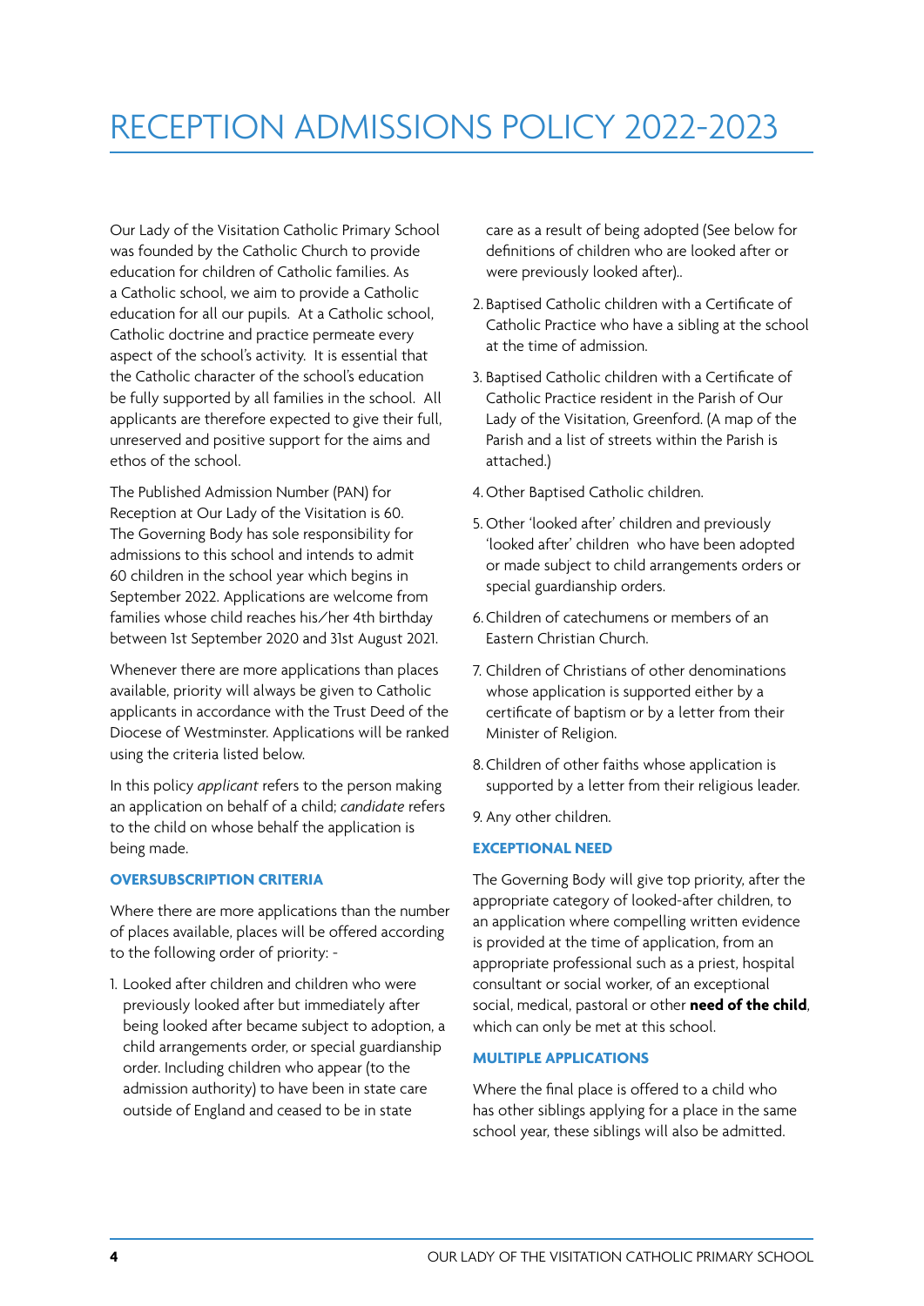# RECEPTION ADMISSIONS POLICY 2022-2023

Our Lady of the Visitation Catholic Primary School was founded by the Catholic Church to provide education for children of Catholic families. As a Catholic school, we aim to provide a Catholic education for all our pupils. At a Catholic school, Catholic doctrine and practice permeate every aspect of the school's activity. It is essential that the Catholic character of the school's education be fully supported by all families in the school. All applicants are therefore expected to give their full, unreserved and positive support for the aims and ethos of the school.

The Published Admission Number (PAN) for Reception at Our Lady of the Visitation is 60. The Governing Body has sole responsibility for admissions to this school and intends to admit 60 children in the school year which begins in September 2022. Applications are welcome from families whose child reaches his/her 4th birthday between 1st September 2020 and 31st August 2021.

Whenever there are more applications than places available, priority will always be given to Catholic applicants in accordance with the Trust Deed of the Diocese of Westminster. Applications will be ranked using the criteria listed below.

In this policy *applicant* refers to the person making an application on behalf of a child; *candidate* refers to the child on whose behalf the application is being made.

### OVERSUBSCRIPTION CRITERIA

Where there are more applications than the number of places available, places will be offered according to the following order of priority: -

1. Looked after children and children who were previously looked after but immediately after being looked after became subject to adoption, a child arrangements order, or special guardianship order. Including children who appear (to the admission authority) to have been in state care outside of England and ceased to be in state care as a result of being adopted (See below for definitions of children who are looked after or were previously looked after)..
2. Baptised Catholic children with a Certificate of Catholic Practice who have a sibling at the school at the time of admission.
3. Baptised Catholic children with a Certificate of Catholic Practice resident in the Parish of Our Lady of the Visitation, Greenford. (A map of the Parish and a list of streets within the Parish is attached.)
4. Other Baptised Catholic children.
5. Other 'looked after' children and previously 'looked after' children who have been adopted or made subject to child arrangements orders or special guardianship orders.
6. Children of catechumens or members of an Eastern Christian Church.
7. Children of Christians of other denominations whose application is supported either by a certificate of baptism or by a letter from their Minister of Religion.
8. Children of other faiths whose application is supported by a letter from their religious leader.
9. Any other children.

### EXCEPTIONAL NEED

The Governing Body will give top priority, after the appropriate category of looked-after children, to an application where compelling written evidence is provided at the time of application, from an appropriate professional such as a priest, hospital consultant or social worker, of an exceptional social, medical, pastoral or other **need of the child**, which can only be met at this school.

### MULTIPLE APPLICATIONS

Where the final place is offered to a child who has other siblings applying for a place in the same school year, these siblings will also be admitted.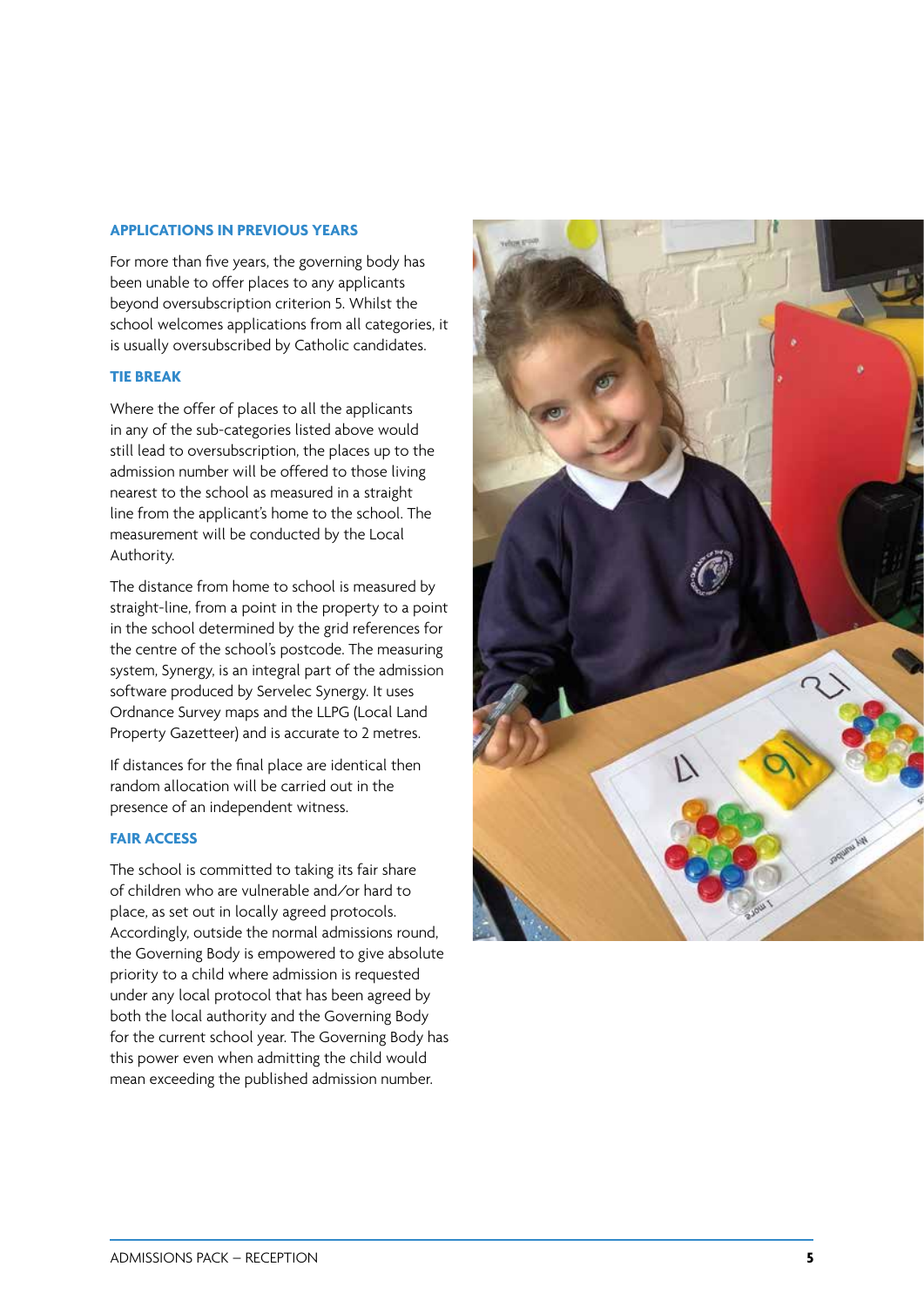### APPLICATIONS IN PREVIOUS YEARS

For more than five years, the governing body has been unable to offer places to any applicants beyond oversubscription criterion 5. Whilst the school welcomes applications from all categories, it is usually oversubscribed by Catholic candidates.

### TIE BREAK

Where the offer of places to all the applicants in any of the sub-categories listed above would still lead to oversubscription, the places up to the admission number will be offered to those living nearest to the school as measured in a straight line from the applicant's home to the school. The measurement will be conducted by the Local Authority.

The distance from home to school is measured by straight-line, from a point in the property to a point in the school determined by the grid references for the centre of the school's postcode. The measuring system, Synergy, is an integral part of the admission software produced by Servelec Synergy. It uses Ordnance Survey maps and the LLPG (Local Land Property Gazetteer) and is accurate to 2 metres.

If distances for the final place are identical then random allocation will be carried out in the presence of an independent witness.

### FAIR ACCESS

The school is committed to taking its fair share of children who are vulnerable and/or hard to place, as set out in locally agreed protocols. Accordingly, outside the normal admissions round, the Governing Body is empowered to give absolute priority to a child where admission is requested under any local protocol that has been agreed by both the local authority and the Governing Body for the current school year. The Governing Body has this power even when admitting the child would mean exceeding the published admission number.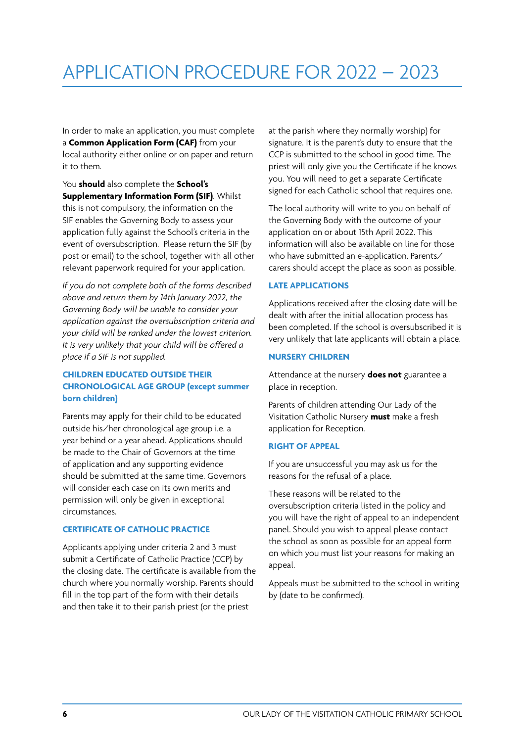# APPLICATION PROCEDURE FOR 2022 – 2023

In order to make an application, you must complete a **Common Application Form (CAF)** from your local authority either online or on paper and return it to them.

You **should** also complete the **School's Supplementary Information Form (SIF)**. Whilst this is not compulsory, the information on the SIF enables the Governing Body to assess your application fully against the School's criteria in the event of oversubscription. Please return the SIF (by post or email) to the school, together with all other relevant paperwork required for your application.

*If you do not complete both of the forms described above and return them by 14th January 2022, the Governing Body will be unable to consider your application against the oversubscription criteria and your child will be ranked under the lowest criterion. It is very unlikely that your child will be offered a place if a SIF is not supplied.*

### CHILDREN EDUCATED OUTSIDE THEIR CHRONOLOGICAL AGE GROUP (except summer born children)

Parents may apply for their child to be educated outside his/her chronological age group i.e. a year behind or a year ahead. Applications should be made to the Chair of Governors at the time of application and any supporting evidence should be submitted at the same time. Governors will consider each case on its own merits and permission will only be given in exceptional circumstances.

### CERTIFICATE OF CATHOLIC PRACTICE

Applicants applying under criteria 2 and 3 must submit a Certificate of Catholic Practice (CCP) by the closing date. The certificate is available from the church where you normally worship. Parents should fill in the top part of the form with their details and then take it to their parish priest (or the priest at the parish where they normally worship) for signature. It is the parent's duty to ensure that the CCP is submitted to the school in good time. The priest will only give you the Certificate if he knows you. You will need to get a separate Certificate signed for each Catholic school that requires one.

The local authority will write to you on behalf of the Governing Body with the outcome of your application on or about 15th April 2022. This information will also be available on line for those who have submitted an e-application. Parents/carers should accept the place as soon as possible.

### LATE APPLICATIONS

Applications received after the closing date will be dealt with after the initial allocation process has been completed. If the school is oversubscribed it is very unlikely that late applicants will obtain a place.

### NURSERY CHILDREN

Attendance at the nursery **does not** guarantee a place in reception.

Parents of children attending Our Lady of the Visitation Catholic Nursery **must** make a fresh application for Reception.

### RIGHT OF APPEAL

If you are unsuccessful you may ask us for the reasons for the refusal of a place.

These reasons will be related to the oversubscription criteria listed in the policy and you will have the right of appeal to an independent panel. Should you wish to appeal please contact the school as soon as possible for an appeal form on which you must list your reasons for making an appeal.

Appeals must be submitted to the school in writing by (date to be confirmed).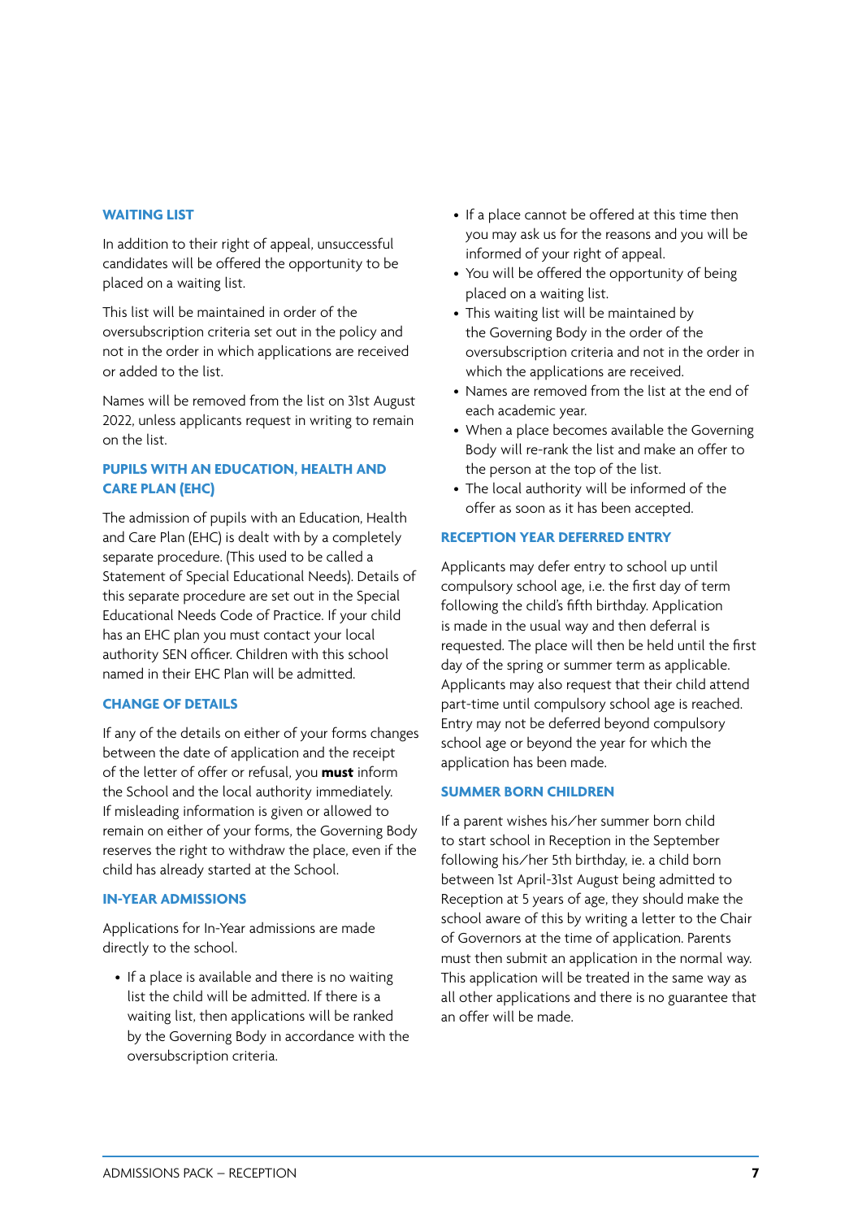## WAITING LIST

In addition to their right of appeal, unsuccessful candidates will be offered the opportunity to be placed on a waiting list.

This list will be maintained in order of the oversubscription criteria set out in the policy and not in the order in which applications are received or added to the list.

Names will be removed from the list on 31st August 2022, unless applicants request in writing to remain on the list.

## PUPILS WITH AN EDUCATION, HEALTH AND CARE PLAN (EHC)

The admission of pupils with an Education, Health and Care Plan (EHC) is dealt with by a completely separate procedure. (This used to be called a Statement of Special Educational Needs). Details of this separate procedure are set out in the Special Educational Needs Code of Practice. If your child has an EHC plan you must contact your local authority SEN officer. Children with this school named in their EHC Plan will be admitted.

## CHANGE OF DETAILS

If any of the details on either of your forms changes between the date of application and the receipt of the letter of offer or refusal, you **must** inform the School and the local authority immediately. If misleading information is given or allowed to remain on either of your forms, the Governing Body reserves the right to withdraw the place, even if the child has already started at the School.

## IN-YEAR ADMISSIONS

Applications for In-Year admissions are made directly to the school.

- If a place is available and there is no waiting list the child will be admitted. If there is a waiting list, then applications will be ranked by the Governing Body in accordance with the oversubscription criteria.
- If a place cannot be offered at this time then you may ask us for the reasons and you will be informed of your right of appeal.
- You will be offered the opportunity of being placed on a waiting list.
- This waiting list will be maintained by the Governing Body in the order of the oversubscription criteria and not in the order in which the applications are received.
- Names are removed from the list at the end of each academic year.
- When a place becomes available the Governing Body will re-rank the list and make an offer to the person at the top of the list.
- The local authority will be informed of the offer as soon as it has been accepted.

## RECEPTION YEAR DEFERRED ENTRY

Applicants may defer entry to school up until compulsory school age, i.e. the first day of term following the child's fifth birthday. Application is made in the usual way and then deferral is requested. The place will then be held until the first day of the spring or summer term as applicable. Applicants may also request that their child attend part-time until compulsory school age is reached. Entry may not be deferred beyond compulsory school age or beyond the year for which the application has been made.

## SUMMER BORN CHILDREN

If a parent wishes his/her summer born child to start school in Reception in the September following his/her 5th birthday, ie. a child born between 1st April-31st August being admitted to Reception at 5 years of age, they should make the school aware of this by writing a letter to the Chair of Governors at the time of application. Parents must then submit an application in the normal way. This application will be treated in the same way as all other applications and there is no guarantee that an offer will be made.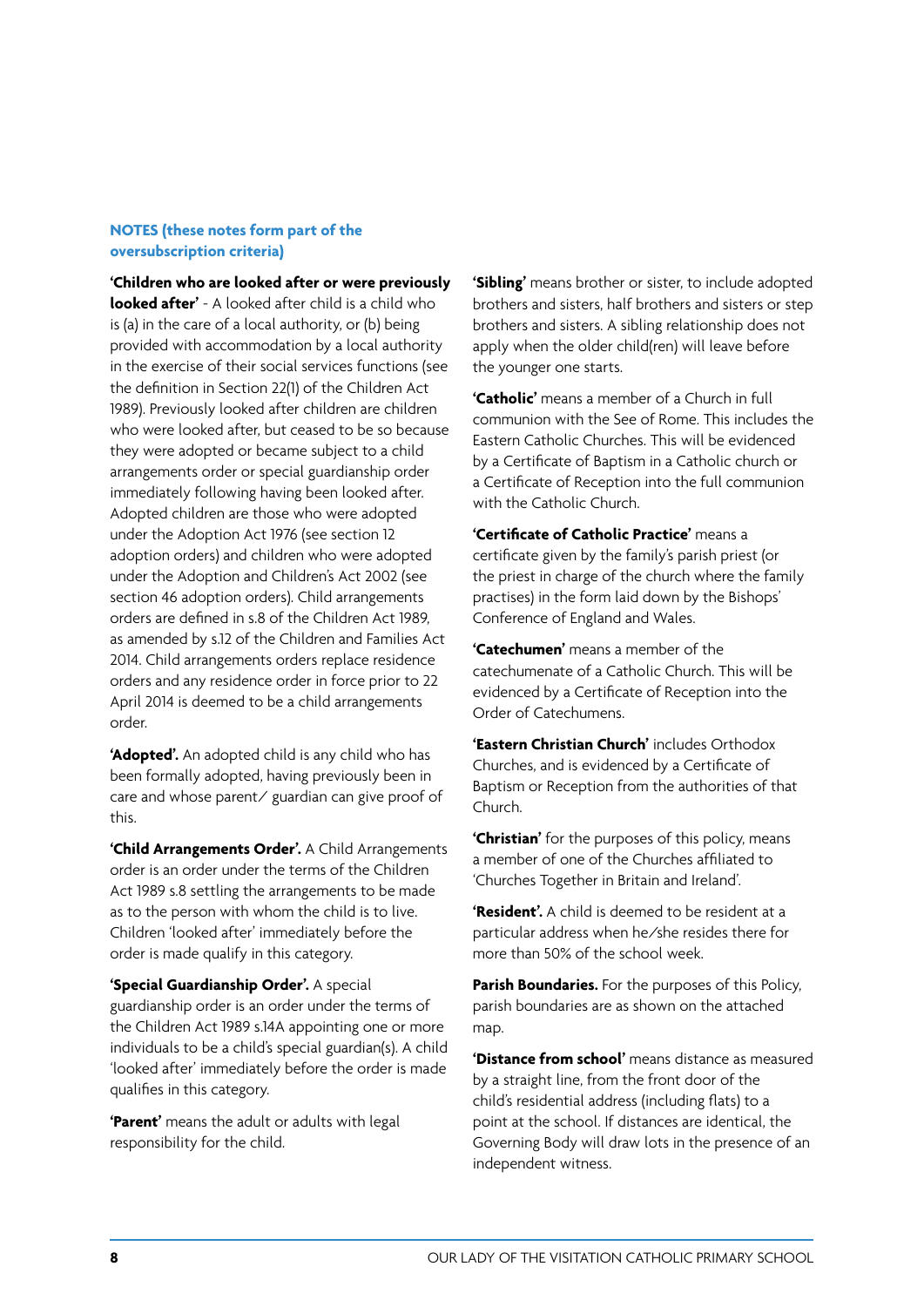## NOTES (these notes form part of the oversubscription criteria)

**'Children who are looked after or were previously looked after'** - A looked after child is a child who is (a) in the care of a local authority, or (b) being provided with accommodation by a local authority in the exercise of their social services functions (see the definition in Section 22(1) of the Children Act 1989). Previously looked after children are children who were looked after, but ceased to be so because they were adopted or became subject to a child arrangements order or special guardianship order immediately following having been looked after. Adopted children are those who were adopted under the Adoption Act 1976 (see section 12 adoption orders) and children who were adopted under the Adoption and Children's Act 2002 (see section 46 adoption orders). Child arrangements orders are defined in s.8 of the Children Act 1989, as amended by s.12 of the Children and Families Act 2014. Child arrangements orders replace residence orders and any residence order in force prior to 22 April 2014 is deemed to be a child arrangements order.

**'Adopted'.** An adopted child is any child who has been formally adopted, having previously been in care and whose parent/ guardian can give proof of this.

**'Child Arrangements Order'.** A Child Arrangements order is an order under the terms of the Children Act 1989 s.8 settling the arrangements to be made as to the person with whom the child is to live. Children 'looked after' immediately before the order is made qualify in this category.

**'Special Guardianship Order'.** A special guardianship order is an order under the terms of the Children Act 1989 s.14A appointing one or more individuals to be a child's special guardian(s). A child 'looked after' immediately before the order is made qualifies in this category.

**'Parent'** means the adult or adults with legal responsibility for the child.

**'Sibling'** means brother or sister, to include adopted brothers and sisters, half brothers and sisters or step brothers and sisters. A sibling relationship does not apply when the older child(ren) will leave before the younger one starts.

**'Catholic'** means a member of a Church in full communion with the See of Rome. This includes the Eastern Catholic Churches. This will be evidenced by a Certificate of Baptism in a Catholic church or a Certificate of Reception into the full communion with the Catholic Church.

**'Certificate of Catholic Practice'** means a certificate given by the family's parish priest (or the priest in charge of the church where the family practises) in the form laid down by the Bishops' Conference of England and Wales.

**'Catechumen'** means a member of the catechumenate of a Catholic Church. This will be evidenced by a Certificate of Reception into the Order of Catechumens.

**'Eastern Christian Church'** includes Orthodox Churches, and is evidenced by a Certificate of Baptism or Reception from the authorities of that Church.

**'Christian'** for the purposes of this policy, means a member of one of the Churches affiliated to 'Churches Together in Britain and Ireland'.

**'Resident'.** A child is deemed to be resident at a particular address when he/she resides there for more than 50% of the school week.

**Parish Boundaries.** For the purposes of this Policy, parish boundaries are as shown on the attached map.

**'Distance from school'** means distance as measured by a straight line, from the front door of the child's residential address (including flats) to a point at the school. If distances are identical, the Governing Body will draw lots in the presence of an independent witness.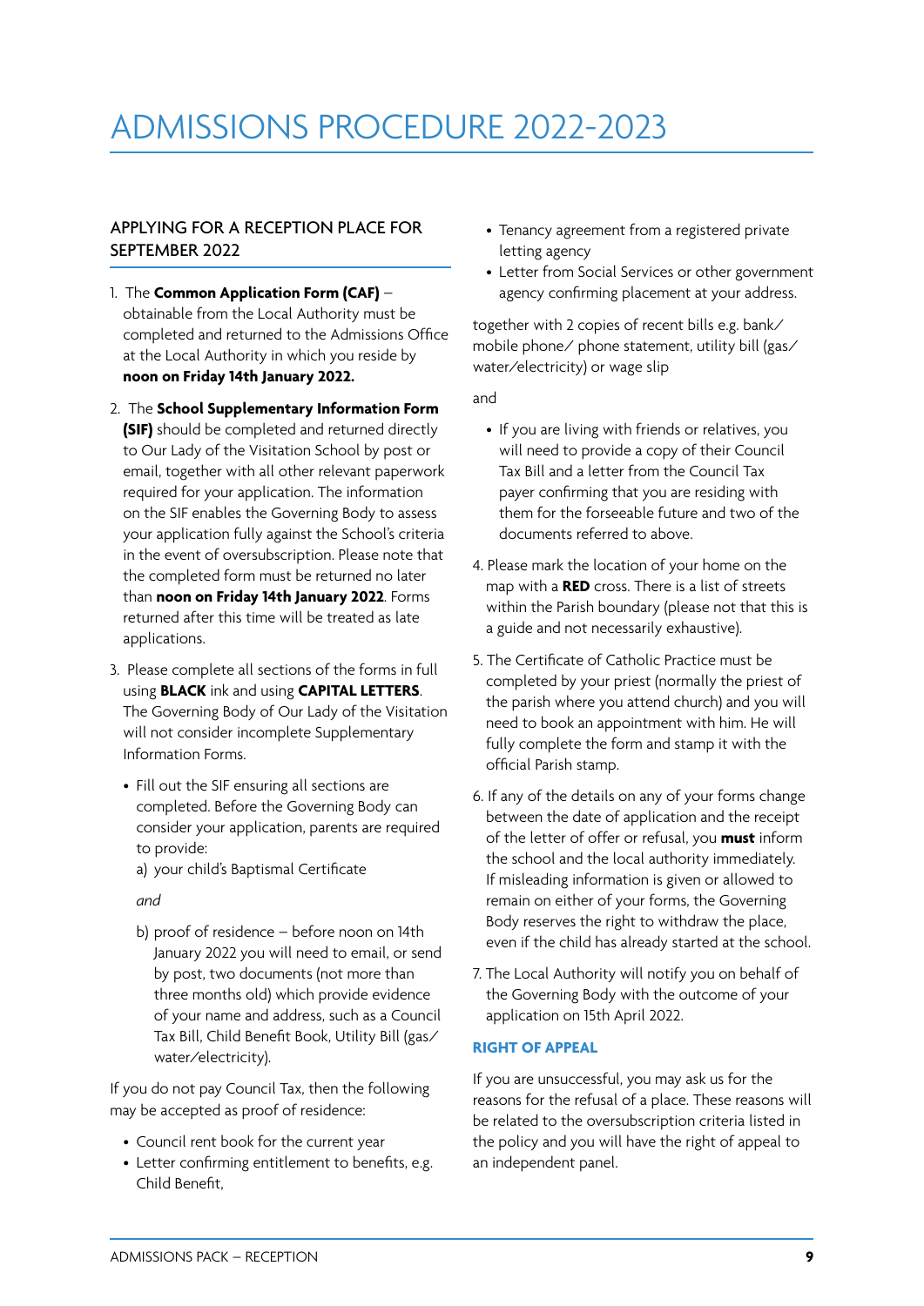# ADMISSIONS PROCEDURE 2022-2023

## APPLYING FOR A RECEPTION PLACE FOR SEPTEMBER 2022

1. The **Common Application Form (CAF)** – obtainable from the Local Authority must be completed and returned to the Admissions Office at the Local Authority in which you reside by **noon on Friday 14th January 2022.**
2. The **School Supplementary Information Form (SIF)** should be completed and returned directly to Our Lady of the Visitation School by post or email, together with all other relevant paperwork required for your application. The information on the SIF enables the Governing Body to assess your application fully against the School's criteria in the event of oversubscription. Please note that the completed form must be returned no later than **noon on Friday 14th January 2022**. Forms returned after this time will be treated as late applications.
3. Please complete all sections of the forms in full using **BLACK** ink and using **CAPITAL LETTERS**. The Governing Body of Our Lady of the Visitation will not consider incomplete Supplementary Information Forms.
   - Fill out the SIF ensuring all sections are completed. Before the Governing Body can consider your application, parents are required to provide:
     a) your child's Baptismal Certificate

     *and*

     b) proof of residence – before noon on 14th January 2022 you will need to email, or send by post, two documents (not more than three months old) which provide evidence of your name and address, such as a Council Tax Bill, Child Benefit Book, Utility Bill (gas/water/electricity).

   If you do not pay Council Tax, then the following may be accepted as proof of residence:

   - Council rent book for the current year
   - Letter confirming entitlement to benefits, e.g. Child Benefit,
   - Tenancy agreement from a registered private letting agency
   - Letter from Social Services or other government agency confirming placement at your address.

   together with 2 copies of recent bills e.g. bank/mobile phone/ phone statement, utility bill (gas/water/electricity) or wage slip

   and

   - If you are living with friends or relatives, you will need to provide a copy of their Council Tax Bill and a letter from the Council Tax payer confirming that you are residing with them for the forseeable future and two of the documents referred to above.
4. Please mark the location of your home on the map with a **RED** cross. There is a list of streets within the Parish boundary (please not that this is a guide and not necessarily exhaustive).
5. The Certificate of Catholic Practice must be completed by your priest (normally the priest of the parish where you attend church) and you will need to book an appointment with him. He will fully complete the form and stamp it with the official Parish stamp.
6. If any of the details on any of your forms change between the date of application and the receipt of the letter of offer or refusal, you **must** inform the school and the local authority immediately. If misleading information is given or allowed to remain on either of your forms, the Governing Body reserves the right to withdraw the place, even if the child has already started at the school.
7. The Local Authority will notify you on behalf of the Governing Body with the outcome of your application on 15th April 2022.

### RIGHT OF APPEAL

If you are unsuccessful, you may ask us for the reasons for the refusal of a place. These reasons will be related to the oversubscription criteria listed in the policy and you will have the right of appeal to an independent panel.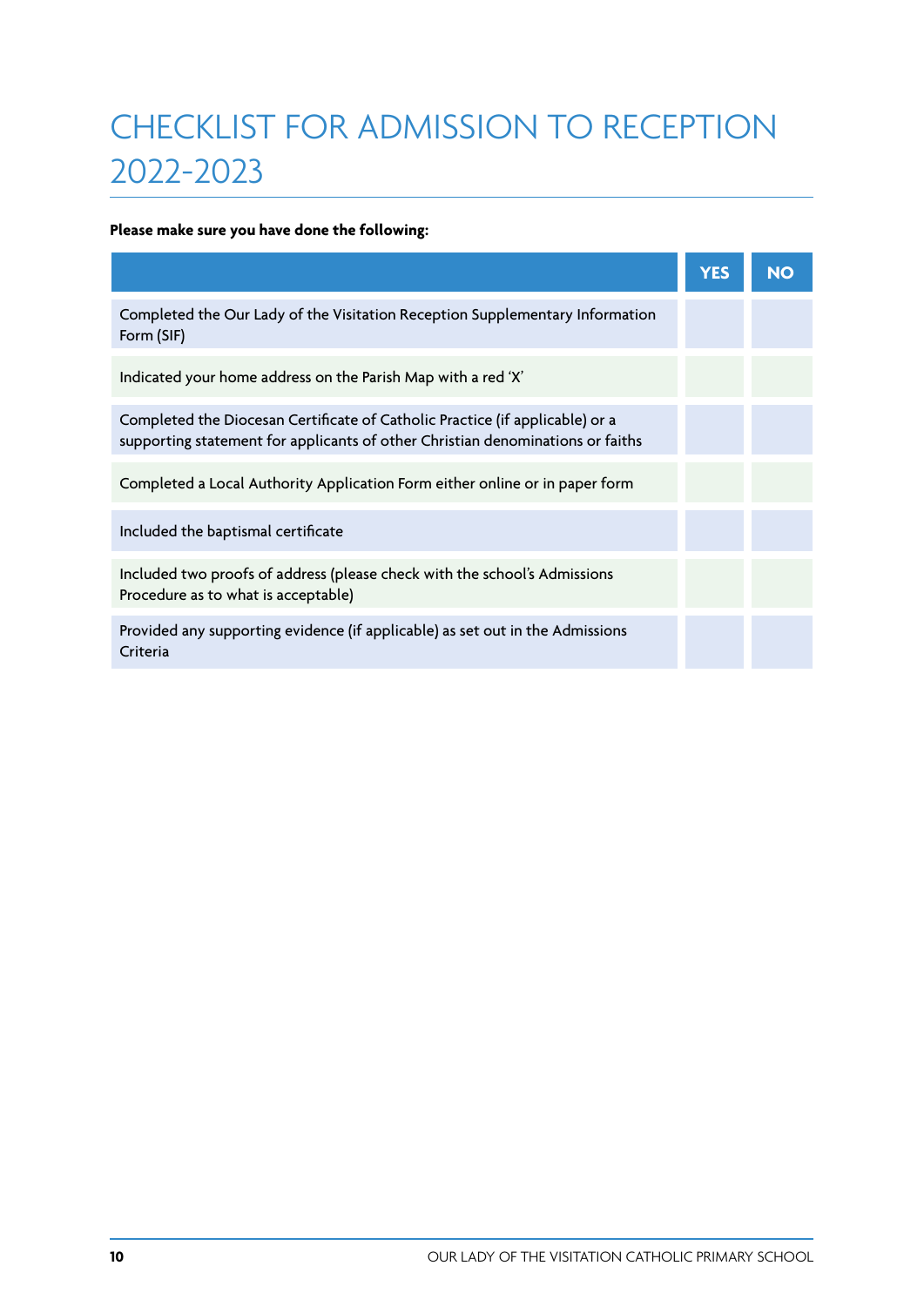# CHECKLIST FOR ADMISSION TO RECEPTION 2022-2023

**Please make sure you have done the following:**

| | YES | NO |
|---|---|---|
| Completed the Our Lady of the Visitation Reception Supplementary Information Form (SIF) | | |
| Indicated your home address on the Parish Map with a red 'X' | | |
| Completed the Diocesan Certificate of Catholic Practice (if applicable) or a supporting statement for applicants of other Christian denominations or faiths | | |
| Completed a Local Authority Application Form either online or in paper form | | |
| Included the baptismal certificate | | |
| Included two proofs of address (please check with the school's Admissions Procedure as to what is acceptable) | | |
| Provided any supporting evidence (if applicable) as set out in the Admissions Criteria | | |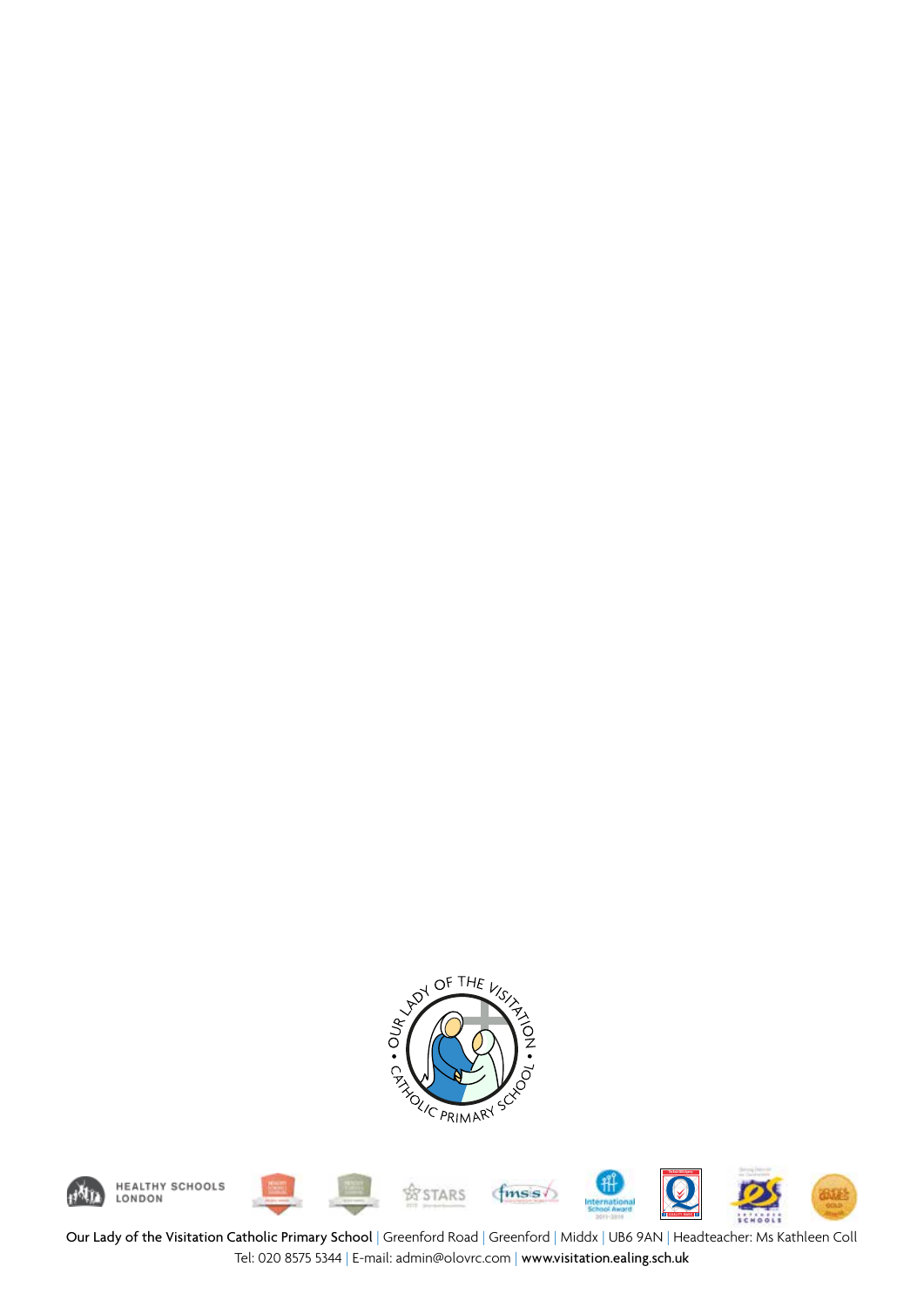OUR LADY OF THE VISITATION • CATHOLIC PRIMARY SCHOOL •

HEALTHY SCHOOLS LONDON

STARS

fmsis

International School Award

Our Lady of the Visitation Catholic Primary School | Greenford Road | Greenford | Middx | UB6 9AN | Headteacher: Ms Kathleen Coll
Tel: 020 8575 5344 | E-mail: admin@olovrc.com | www.visitation.ealing.sch.uk